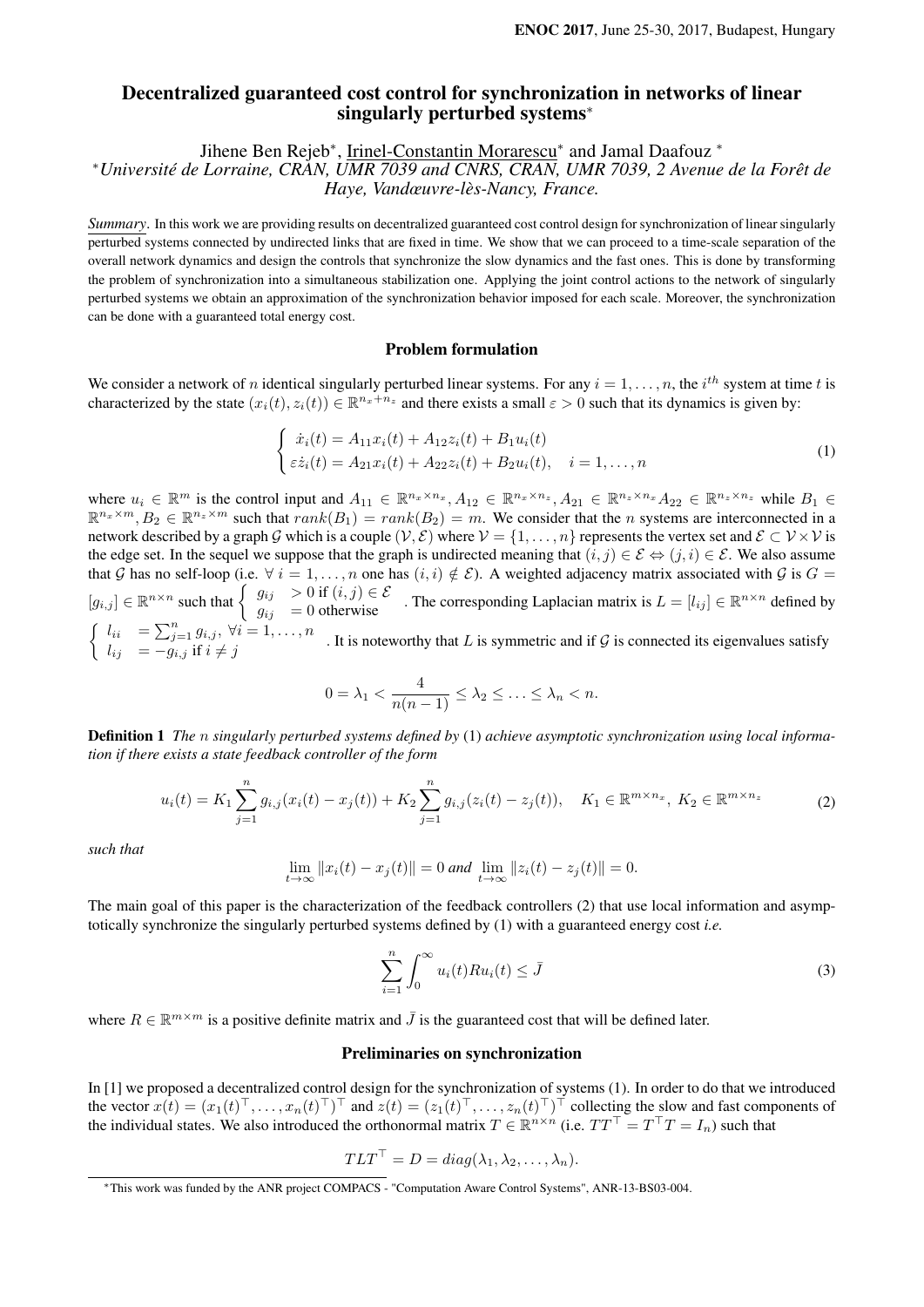# Decentralized guaranteed cost control for synchronization in networks of linear singularly perturbed systems*

Jihene Ben Rejeb*, Irinel-Constantin Morarescu* and Jamal Daafouz *

*Université de Lorraine, CRAN, UMR 7039 and CNRS, CRAN, UMR 7039, 2 Avenue de la Forêt de Haye, Vandœuvre-lès-Nancy, France.*

***Summary***. In this work we are providing results on decentralized guaranteed cost control design for synchronization of linear singularly perturbed systems connected by undirected links that are fixed in time. We show that we can proceed to a time-scale separation of the overall network dynamics and design the controls that synchronize the slow dynamics and the fast ones. This is done by transforming the problem of synchronization into a simultaneous stabilization one. Applying the joint control actions to the network of singularly perturbed systems we obtain an approximation of the synchronization behavior imposed for each scale. Moreover, the synchronization can be done with a guaranteed total energy cost.

## Problem formulation

We consider a network of $n$ identical singularly perturbed linear systems. For any $i = 1, \ldots, n$, the $i^{th}$ system at time $t$ is characterized by the state $(x_i(t), z_i(t)) \in \mathbb{R}^{n_x+n_z}$ and there exists a small $\varepsilon > 0$ such that its dynamics is given by:

$$\begin{cases} \dot{x}_i(t) = A_{11}x_i(t) + A_{12}z_i(t) + B_1u_i(t) \\ \varepsilon\dot{z}_i(t) = A_{21}x_i(t) + A_{22}z_i(t) + B_2u_i(t), \quad i = 1, \ldots, n \end{cases} \tag{1}$$

where $u_i \in \mathbb{R}^m$ is the control input and $A_{11} \in \mathbb{R}^{n_x \times n_x}$, $A_{12} \in \mathbb{R}^{n_x \times n_z}$, $A_{21} \in \mathbb{R}^{n_z \times n_x} A_{22} \in \mathbb{R}^{n_z \times n_z}$ while $B_1 \in \mathbb{R}^{n_x \times m}$, $B_2 \in \mathbb{R}^{n_z \times m}$ such that $rank(B_1) = rank(B_2) = m$. We consider that the $n$ systems are interconnected in a network described by a graph $\mathcal{G}$ which is a couple $(\mathcal{V}, \mathcal{E})$ where $\mathcal{V} = \{1, \ldots, n\}$ represents the vertex set and $\mathcal{E} \subset \mathcal{V} \times \mathcal{V}$ is the edge set. In the sequel we suppose that the graph is undirected meaning that $(i, j) \in \mathcal{E} \Leftrightarrow (j, i) \in \mathcal{E}$). We also assume that $\mathcal{G}$ has no self-loop (i.e. $\forall\, i = 1, \ldots, n$ one has $(i, i) \notin \mathcal{E}$). A weighted adjacency matrix associated with $\mathcal{G}$ is $G = [g_{i,j}] \in \mathbb{R}^{n \times n}$ such that $\begin{cases} g_{ij} & > 0 \text{ if } (i,j) \in \mathcal{E} \\ g_{ij} & = 0 \text{ otherwise} \end{cases}$. The corresponding Laplacian matrix is $L = [l_{ij}] \in \mathbb{R}^{n \times n}$ defined by $\begin{cases} l_{ii} & = \sum_{j=1}^{n} g_{i,j},\ \forall i = 1, \ldots, n \\ l_{ij} & = -g_{i,j} \text{ if } i \neq j \end{cases}$. It is noteworthy that $L$ is symmetric and if $\mathcal{G}$ is connected its eigenvalues satisfy

$$0 = \lambda_1 < \frac{4}{n(n-1)} \leq \lambda_2 \leq \ldots \leq \lambda_n < n.$$

**Definition 1** *The $n$ singularly perturbed systems defined by* (1) *achieve asymptotic synchronization using local information if there exists a state feedback controller of the form*

$$u_i(t) = K_1 \sum_{j=1}^{n} g_{i,j}(x_i(t) - x_j(t)) + K_2 \sum_{j=1}^{n} g_{i,j}(z_i(t) - z_j(t)), \quad K_1 \in \mathbb{R}^{m \times n_x},\ K_2 \in \mathbb{R}^{m \times n_z} \tag{2}$$

*such that*

$$\lim_{t\to\infty} \|x_i(t) - x_j(t)\| = 0 \text{ and } \lim_{t\to\infty} \|z_i(t) - z_j(t)\| = 0.$$

The main goal of this paper is the characterization of the feedback controllers (2) that use local information and asymptotically synchronize the singularly perturbed systems defined by (1) with a guaranteed energy cost *i.e.*

$$\sum_{i=1}^{n} \int_0^\infty u_i(t)Ru_i(t) \leq \bar{J} \tag{3}$$

where $R \in \mathbb{R}^{m \times m}$ is a positive definite matrix and $\bar{J}$ is the guaranteed cost that will be defined later.

## Preliminaries on synchronization

In [1] we proposed a decentralized control design for the synchronization of systems (1). In order to do that we introduced the vector $x(t) = (x_1(t)^\top, \ldots, x_n(t)^\top)^\top$ and $z(t) = (z_1(t)^\top, \ldots, z_n(t)^\top)^\top$ collecting the slow and fast components of the individual states. We also introduced the orthonormal matrix $T \in \mathbb{R}^{n \times n}$ (i.e. $TT^\top = T^\top T = I_n$) such that

$$TLT^\top = D = diag(\lambda_1, \lambda_2, \ldots, \lambda_n).$$

*This work was funded by the ANR project COMPACS - "Computation Aware Control Systems", ANR-13-BS03-004.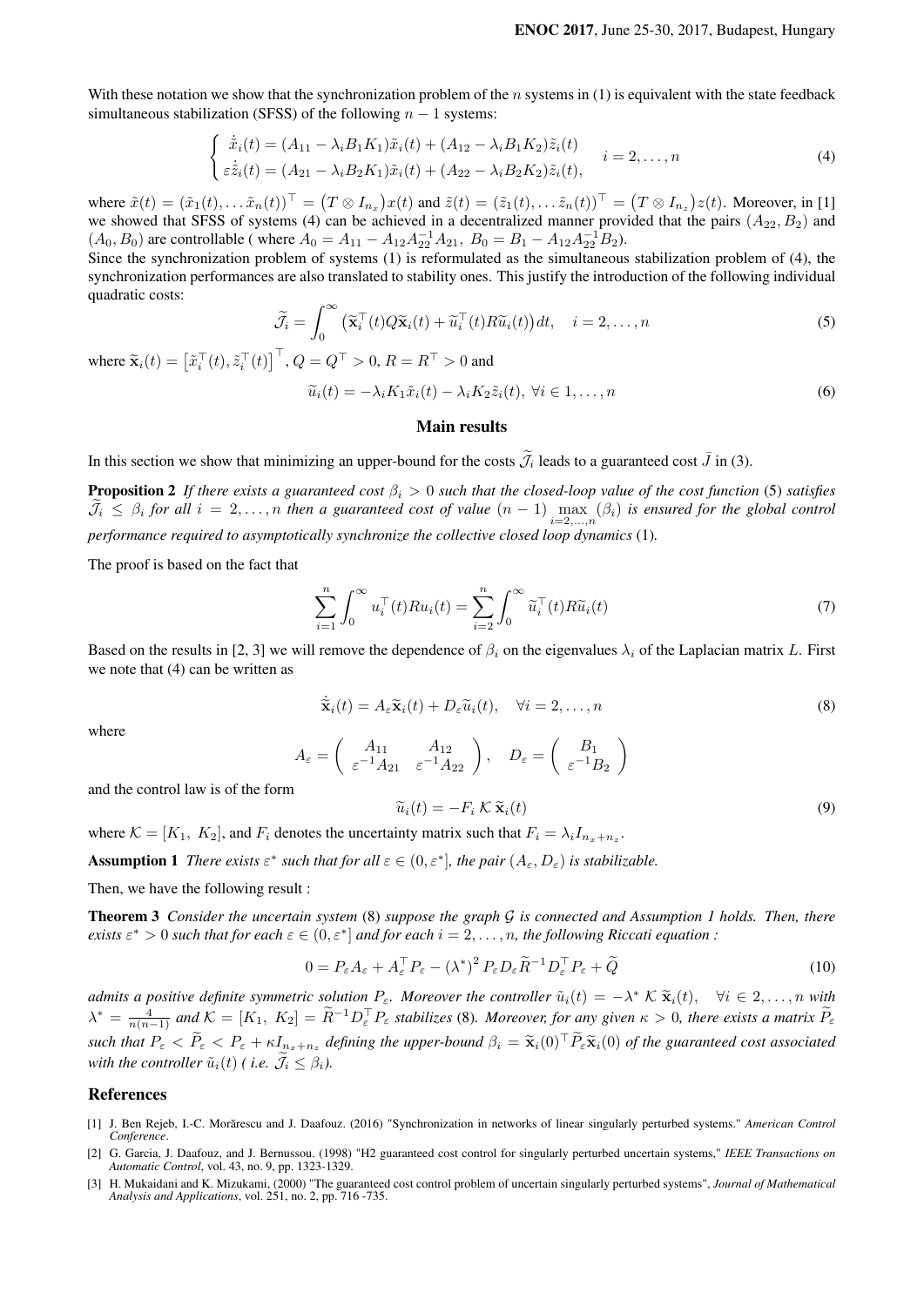With these notation we show that the synchronization problem of the $n$ systems in (1) is equivalent with the state feedback simultaneous stabilization (SFSS) of the following $n-1$ systems:

$$\begin{cases} \dot{\tilde{x}}_i(t) = (A_{11} - \lambda_i B_1 K_1)\tilde{x}_i(t) + (A_{12} - \lambda_i B_1 K_2)\tilde{z}_i(t) \\ \varepsilon\dot{\tilde{z}}_i(t) = (A_{21} - \lambda_i B_2 K_1)\tilde{x}_i(t) + (A_{22} - \lambda_i B_2 K_2)\tilde{z}_i(t), \end{cases} \quad i = 2, \ldots, n \tag{4}$$

where $\tilde{x}(t) = (\tilde{x}_1(t), \ldots \tilde{x}_n(t))^\top = \big(T \otimes I_{n_x}\big)x(t)$ and $\tilde{z}(t) = (\tilde{z}_1(t), \ldots \tilde{z}_n(t))^\top = \big(T \otimes I_{n_z}\big)z(t)$. Moreover, in [1] we showed that SFSS of systems (4) can be achieved in a decentralized manner provided that the pairs $(A_{22}, B_2)$ and $(A_0, B_0)$ are controllable ( where $A_0 = A_{11} - A_{12}A_{22}^{-1}A_{21},\ B_0 = B_1 - A_{12}A_{22}^{-1}B_2$).
Since the synchronization problem of systems (1) is reformulated as the simultaneous stabilization problem of (4), the synchronization performances are also translated to stability ones. This justify the introduction of the following individual quadratic costs:

$$\widetilde{\mathcal{J}}_i = \int_0^\infty \big(\widetilde{\mathbf{x}}_i^\top(t)Q\widetilde{\mathbf{x}}_i(t) + \widetilde{u}_i^\top(t)R\widetilde{u}_i(t)\big)dt, \quad i = 2, \ldots, n \tag{5}$$

where $\widetilde{\mathbf{x}}_i(t) = \left[\tilde{x}_i^\top(t), \tilde{z}_i^\top(t)\right]^\top$, $Q = Q^\top > 0$, $R = R^\top > 0$ and

$$\widetilde{u}_i(t) = -\lambda_i K_1 \tilde{x}_i(t) - \lambda_i K_2 \tilde{z}_i(t),\ \forall i \in 1, \ldots, n \tag{6}$$

## Main results

In this section we show that minimizing an upper-bound for the costs $\widetilde{\mathcal{J}}_i$ leads to a guaranteed cost $\bar{J}$ in (3).

**Proposition 2** *If there exists a guaranteed cost $\beta_i > 0$ such that the closed-loop value of the cost function* (5) *satisfies $\widetilde{\mathcal{J}}_i \leq \beta_i$ for all $i = 2, \ldots, n$ then a guaranteed cost of value $(n-1)\max\limits_{i=2,\ldots,n}(\beta_i)$ is ensured for the global control performance required to asymptotically synchronize the collective closed loop dynamics* (1)*.*

The proof is based on the fact that

$$\sum_{i=1}^{n} \int_0^\infty u_i^\top(t)Ru_i(t) = \sum_{i=2}^{n} \int_0^\infty \widetilde{u}_i^\top(t)R\widetilde{u}_i(t) \tag{7}$$

Based on the results in [2, 3] we will remove the dependence of $\beta_i$ on the eigenvalues $\lambda_i$ of the Laplacian matrix $L$. First we note that (4) can be written as

$$\dot{\widetilde{\mathbf{x}}}_i(t) = A_\varepsilon \widetilde{\mathbf{x}}_i(t) + D_\varepsilon \widetilde{u}_i(t), \quad \forall i = 2, \ldots, n \tag{8}$$

where

$$A_\varepsilon = \begin{pmatrix} A_{11} & A_{12} \\ \varepsilon^{-1}A_{21} & \varepsilon^{-1}A_{22} \end{pmatrix}, \quad D_\varepsilon = \begin{pmatrix} B_1 \\ \varepsilon^{-1}B_2 \end{pmatrix}$$

and the control law is of the form

$$\widetilde{u}_i(t) = -F_i\, \mathcal{K}\, \widetilde{\mathbf{x}}_i(t) \tag{9}$$

where $\mathcal{K} = [K_1,\ K_2]$, and $F_i$ denotes the uncertainty matrix such that $F_i = \lambda_i I_{n_x+n_z}$.

**Assumption 1** *There exists $\varepsilon^*$ such that for all $\varepsilon \in (0, \varepsilon^*]$, the pair $(A_\varepsilon, D_\varepsilon)$ is stabilizable.*

Then, we have the following result :

**Theorem 3** *Consider the uncertain system* (8) *suppose the graph $\mathcal{G}$ is connected and Assumption 1 holds. Then, there exists $\varepsilon^* > 0$ such that for each $\varepsilon \in (0, \varepsilon^*]$ and for each $i = 2, \ldots, n$, the following Riccati equation :*

$$0 = P_\varepsilon A_\varepsilon + A_\varepsilon^\top P_\varepsilon - (\lambda^*)^2\, P_\varepsilon D_\varepsilon \widetilde{R}^{-1} D_\varepsilon^\top P_\varepsilon + \widetilde{Q} \tag{10}$$

*admits a positive definite symmetric solution $P_\varepsilon$. Moreover the controller $\tilde{u}_i(t) = -\lambda^*\, \mathcal{K}\, \widetilde{\mathbf{x}}_i(t), \quad \forall i \in 2, \ldots, n$ with $\lambda^* = \frac{4}{n(n-1)}$ and $\mathcal{K} = [K_1,\ K_2] = \widetilde{R}^{-1}D_\varepsilon^\top P_\varepsilon$ stabilizes* (8)*. Moreover, for any given $\kappa > 0$, there exists a matrix $\widetilde{P}_\varepsilon$ such that $P_\varepsilon < \widetilde{P}_\varepsilon < P_\varepsilon + \kappa I_{n_x+n_z}$ defining the upper-bound $\beta_i = \widetilde{\mathbf{x}}_i(0)^\top \widetilde{P}_\varepsilon \widetilde{\mathbf{x}}_i(0)$ of the guaranteed cost associated with the controller $\tilde{u}_i(t)$ ( i.e. $\widetilde{\mathcal{J}}_i \leq \beta_i$).*

## References

[1] J. Ben Rejeb, I.-C. Morărescu and J. Daafouz. (2016) "Synchronization in networks of linear singularly perturbed systems." *American Control Conference*.

[2] G. Garcia, J. Daafouz, and J. Bernussou. (1998) "H2 guaranteed cost control for singularly perturbed uncertain systems," *IEEE Transactions on Automatic Control*, vol. 43, no. 9, pp. 1323-1329.

[3] H. Mukaidani and K. Mizukami, (2000) "The guaranteed cost control problem of uncertain singularly perturbed systems", *Journal of Mathematical Analysis and Applications*, vol. 251, no. 2, pp. 716 -735.